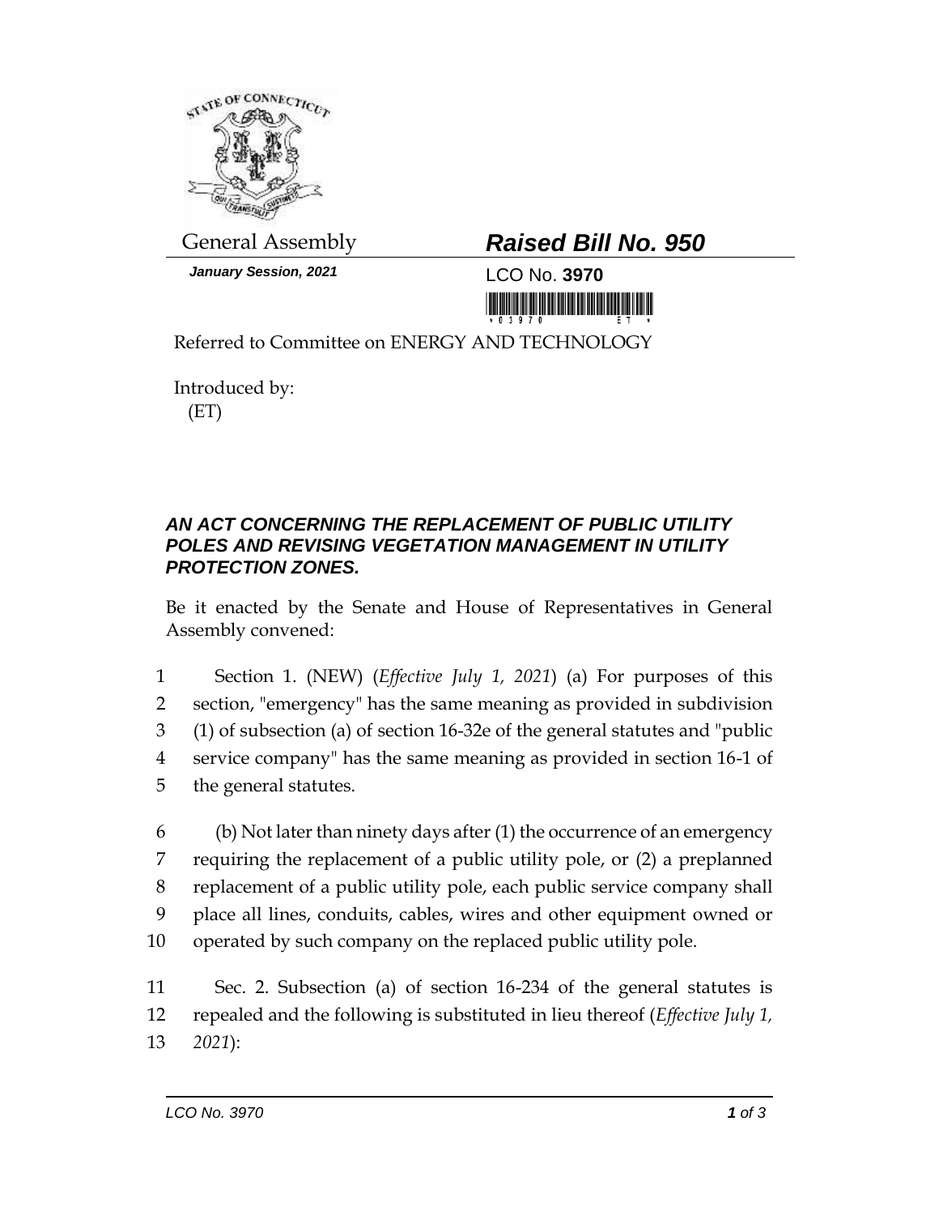General Assembly

# *Raised Bill No. 950*

***January Session, 2021***

LCO No. **3970**

Referred to Committee on ENERGY AND TECHNOLOGY

Introduced by:
(ET)

## ***AN ACT CONCERNING THE REPLACEMENT OF PUBLIC UTILITY POLES AND REVISING VEGETATION MANAGEMENT IN UTILITY PROTECTION ZONES.***

Be it enacted by the Senate and House of Representatives in General Assembly convened:

1 Section 1. (NEW) (*Effective July 1, 2021*) (a) For purposes of this
2 section, "emergency" has the same meaning as provided in subdivision
3 (1) of subsection (a) of section 16-32e of the general statutes and "public
4 service company" has the same meaning as provided in section 16-1 of
5 the general statutes.

6 (b) Not later than ninety days after (1) the occurrence of an emergency
7 requiring the replacement of a public utility pole, or (2) a preplanned
8 replacement of a public utility pole, each public service company shall
9 place all lines, conduits, cables, wires and other equipment owned or
10 operated by such company on the replaced public utility pole.

11 Sec. 2. Subsection (a) of section 16-234 of the general statutes is
12 repealed and the following is substituted in lieu thereof (*Effective July 1,*
13 *2021*):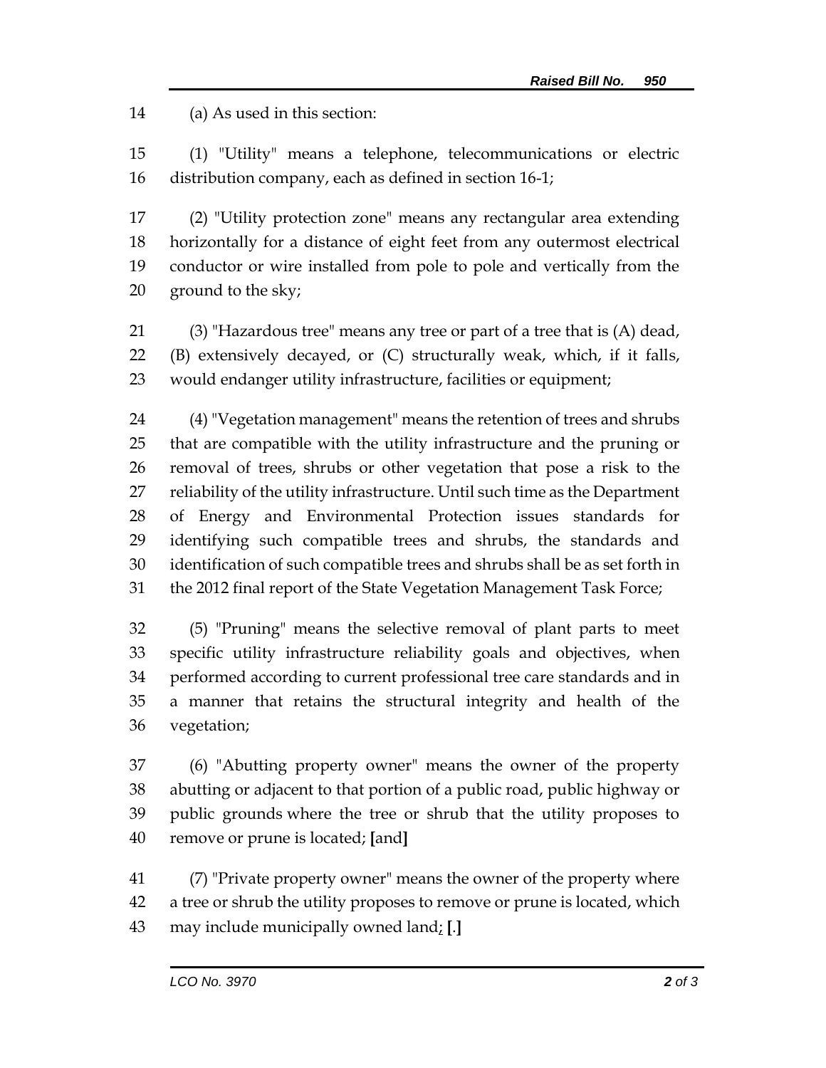14 (a) As used in this section:

15 (1) "Utility" means a telephone, telecommunications or electric
16 distribution company, each as defined in section 16-1;

17 (2) "Utility protection zone" means any rectangular area extending
18 horizontally for a distance of eight feet from any outermost electrical
19 conductor or wire installed from pole to pole and vertically from the
20 ground to the sky;

21 (3) "Hazardous tree" means any tree or part of a tree that is (A) dead,
22 (B) extensively decayed, or (C) structurally weak, which, if it falls,
23 would endanger utility infrastructure, facilities or equipment;

24 (4) "Vegetation management" means the retention of trees and shrubs
25 that are compatible with the utility infrastructure and the pruning or
26 removal of trees, shrubs or other vegetation that pose a risk to the
27 reliability of the utility infrastructure. Until such time as the Department
28 of Energy and Environmental Protection issues standards for
29 identifying such compatible trees and shrubs, the standards and
30 identification of such compatible trees and shrubs shall be as set forth in
31 the 2012 final report of the State Vegetation Management Task Force;

32 (5) "Pruning" means the selective removal of plant parts to meet
33 specific utility infrastructure reliability goals and objectives, when
34 performed according to current professional tree care standards and in
35 a manner that retains the structural integrity and health of the
36 vegetation;

37 (6) "Abutting property owner" means the owner of the property
38 abutting or adjacent to that portion of a public road, public highway or
39 public grounds where the tree or shrub that the utility proposes to
40 remove or prune is located; **[**and**]**

41 (7) "Private property owner" means the owner of the property where
42 a tree or shrub the utility proposes to remove or prune is located, which
43 may include municipally owned land; **[**.**]**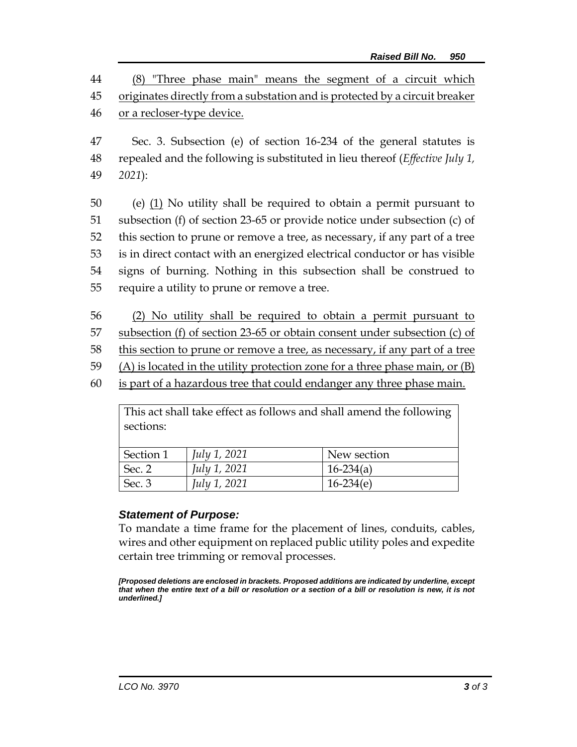(8) "Three phase main" means the segment of a circuit which originates directly from a substation and is protected by a circuit breaker or a recloser-type device.

Sec. 3. Subsection (e) of section 16-234 of the general statutes is repealed and the following is substituted in lieu thereof (*Effective July 1, 2021*):

(e) (1) No utility shall be required to obtain a permit pursuant to subsection (f) of section 23-65 or provide notice under subsection (c) of this section to prune or remove a tree, as necessary, if any part of a tree is in direct contact with an energized electrical conductor or has visible signs of burning. Nothing in this subsection shall be construed to require a utility to prune or remove a tree.

(2) No utility shall be required to obtain a permit pursuant to subsection (f) of section 23-65 or obtain consent under subsection (c) of this section to prune or remove a tree, as necessary, if any part of a tree (A) is located in the utility protection zone for a three phase main, or (B) is part of a hazardous tree that could endanger any three phase main.

This act shall take effect as follows and shall amend the following sections:

| | | |
|---|---|---|
| Section 1 | *July 1, 2021* | New section |
| Sec. 2 | *July 1, 2021* | 16-234(a) |
| Sec. 3 | *July 1, 2021* | 16-234(e) |

### *Statement of Purpose:*

To mandate a time frame for the placement of lines, conduits, cables, wires and other equipment on replaced public utility poles and expedite certain tree trimming or removal processes.

***[Proposed deletions are enclosed in brackets. Proposed additions are indicated by underline, except that when the entire text of a bill or resolution or a section of a bill or resolution is new, it is not underlined.]***